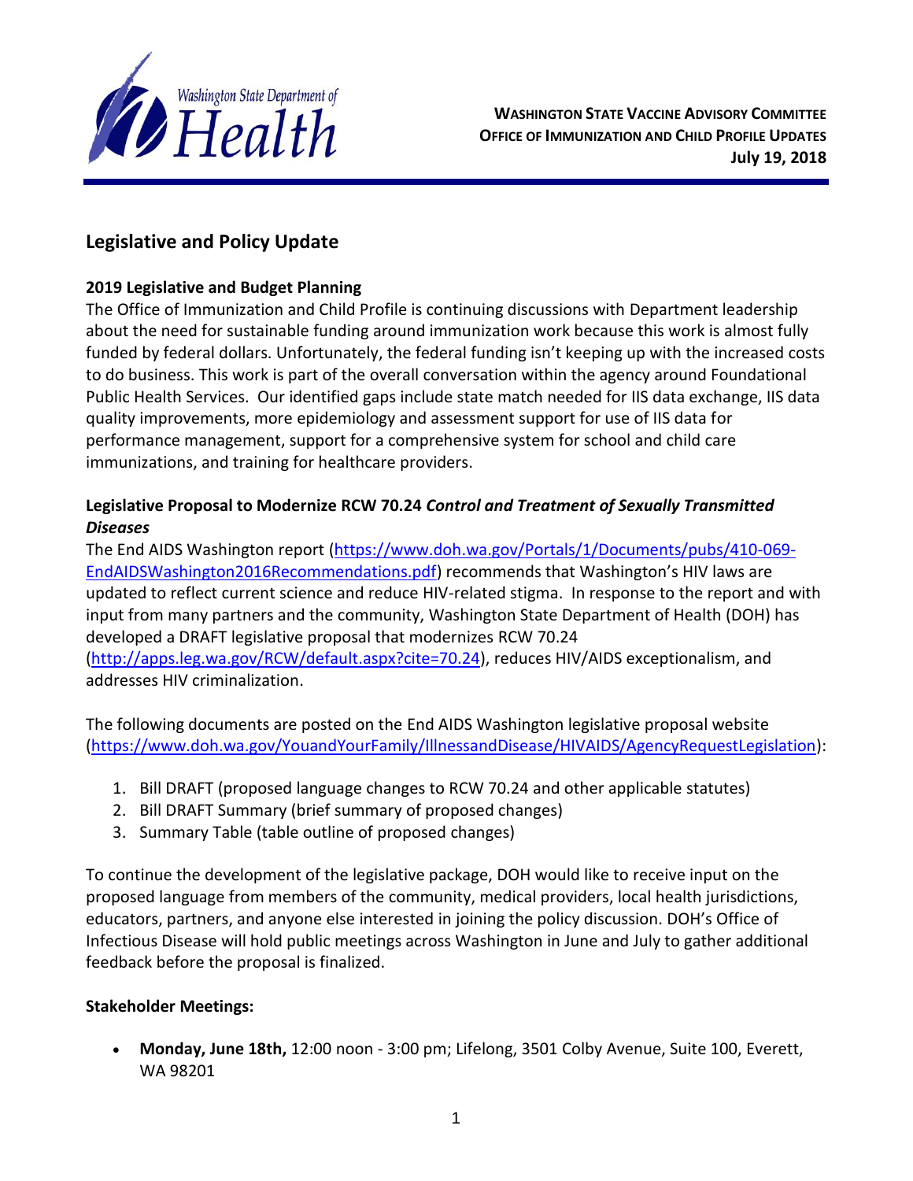**Washington State Department of Health**

**WASHINGTON STATE VACCINE ADVISORY COMMITTEE**
**OFFICE OF IMMUNIZATION AND CHILD PROFILE UPDATES**
**July 19, 2018**

## Legislative and Policy Update

### 2019 Legislative and Budget Planning

The Office of Immunization and Child Profile is continuing discussions with Department leadership about the need for sustainable funding around immunization work because this work is almost fully funded by federal dollars. Unfortunately, the federal funding isn't keeping up with the increased costs to do business. This work is part of the overall conversation within the agency around Foundational Public Health Services. Our identified gaps include state match needed for IIS data exchange, IIS data quality improvements, more epidemiology and assessment support for use of IIS data for performance management, support for a comprehensive system for school and child care immunizations, and training for healthcare providers.

### Legislative Proposal to Modernize RCW 70.24 *Control and Treatment of Sexually Transmitted Diseases*

The End AIDS Washington report (https://www.doh.wa.gov/Portals/1/Documents/pubs/410-069-EndAIDSWashington2016Recommendations.pdf) recommends that Washington's HIV laws are updated to reflect current science and reduce HIV-related stigma. In response to the report and with input from many partners and the community, Washington State Department of Health (DOH) has developed a DRAFT legislative proposal that modernizes RCW 70.24 (http://apps.leg.wa.gov/RCW/default.aspx?cite=70.24), reduces HIV/AIDS exceptionalism, and addresses HIV criminalization.

The following documents are posted on the End AIDS Washington legislative proposal website (https://www.doh.wa.gov/YouandYourFamily/IllnessandDisease/HIVAIDS/AgencyRequestLegislation):

1. Bill DRAFT (proposed language changes to RCW 70.24 and other applicable statutes)
2. Bill DRAFT Summary (brief summary of proposed changes)
3. Summary Table (table outline of proposed changes)

To continue the development of the legislative package, DOH would like to receive input on the proposed language from members of the community, medical providers, local health jurisdictions, educators, partners, and anyone else interested in joining the policy discussion. DOH's Office of Infectious Disease will hold public meetings across Washington in June and July to gather additional feedback before the proposal is finalized.

**Stakeholder Meetings:**

- **Monday, June 18th,** 12:00 noon - 3:00 pm; Lifelong, 3501 Colby Avenue, Suite 100, Everett, WA 98201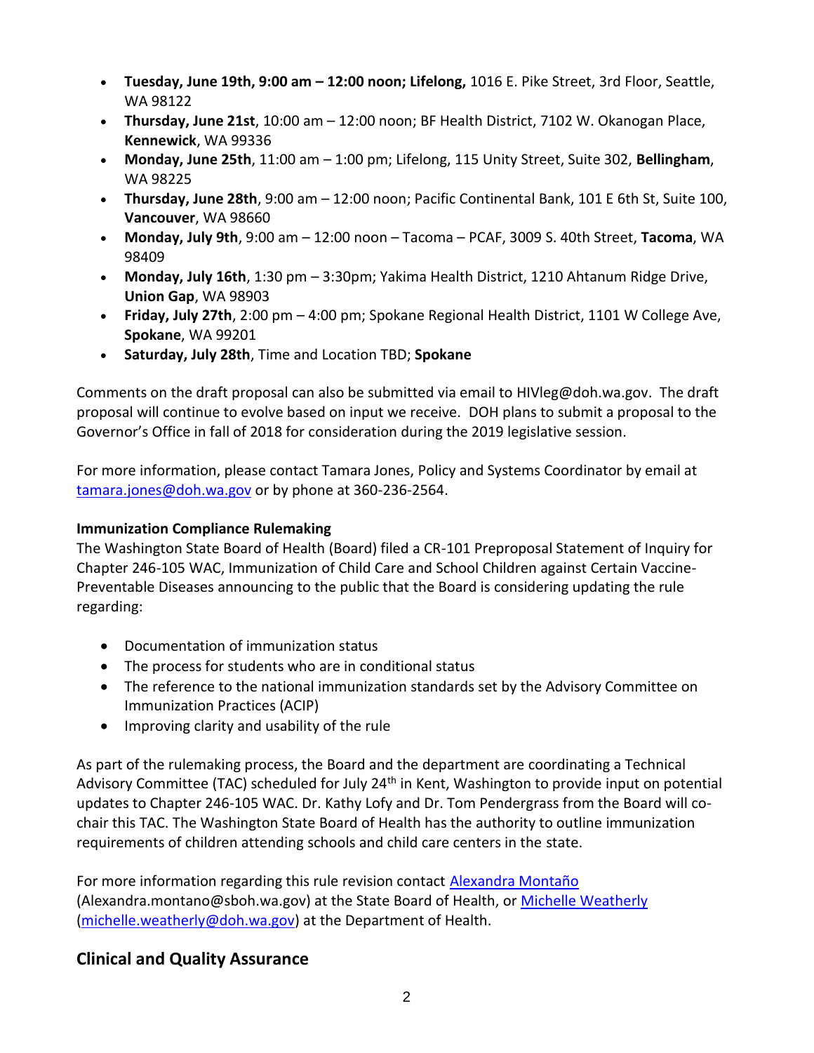- **Tuesday, June 19th, 9:00 am – 12:00 noon; Lifelong,** 1016 E. Pike Street, 3rd Floor, Seattle, WA 98122
- **Thursday, June 21st**, 10:00 am – 12:00 noon; BF Health District, 7102 W. Okanogan Place, **Kennewick**, WA 99336
- **Monday, June 25th**, 11:00 am – 1:00 pm; Lifelong, 115 Unity Street, Suite 302, **Bellingham**, WA 98225
- **Thursday, June 28th**, 9:00 am – 12:00 noon; Pacific Continental Bank, 101 E 6th St, Suite 100, **Vancouver**, WA 98660
- **Monday, July 9th**, 9:00 am – 12:00 noon – Tacoma – PCAF, 3009 S. 40th Street, **Tacoma**, WA 98409
- **Monday, July 16th**, 1:30 pm – 3:30pm; Yakima Health District, 1210 Ahtanum Ridge Drive, **Union Gap**, WA 98903
- **Friday, July 27th**, 2:00 pm – 4:00 pm; Spokane Regional Health District, 1101 W College Ave, **Spokane**, WA 99201
- **Saturday, July 28th**, Time and Location TBD; **Spokane**

Comments on the draft proposal can also be submitted via email to HIVleg@doh.wa.gov. The draft proposal will continue to evolve based on input we receive. DOH plans to submit a proposal to the Governor's Office in fall of 2018 for consideration during the 2019 legislative session.

For more information, please contact Tamara Jones, Policy and Systems Coordinator by email at tamara.jones@doh.wa.gov or by phone at 360-236-2564.

**Immunization Compliance Rulemaking**

The Washington State Board of Health (Board) filed a CR-101 Preproposal Statement of Inquiry for Chapter 246-105 WAC, Immunization of Child Care and School Children against Certain Vaccine-Preventable Diseases announcing to the public that the Board is considering updating the rule regarding:

- Documentation of immunization status
- The process for students who are in conditional status
- The reference to the national immunization standards set by the Advisory Committee on Immunization Practices (ACIP)
- Improving clarity and usability of the rule

As part of the rulemaking process, the Board and the department are coordinating a Technical Advisory Committee (TAC) scheduled for July 24th in Kent, Washington to provide input on potential updates to Chapter 246-105 WAC. Dr. Kathy Lofy and Dr. Tom Pendergrass from the Board will co-chair this TAC. The Washington State Board of Health has the authority to outline immunization requirements of children attending schools and child care centers in the state.

For more information regarding this rule revision contact Alexandra Montaño (Alexandra.montano@sboh.wa.gov) at the State Board of Health, or Michelle Weatherly (michelle.weatherly@doh.wa.gov) at the Department of Health.

## Clinical and Quality Assurance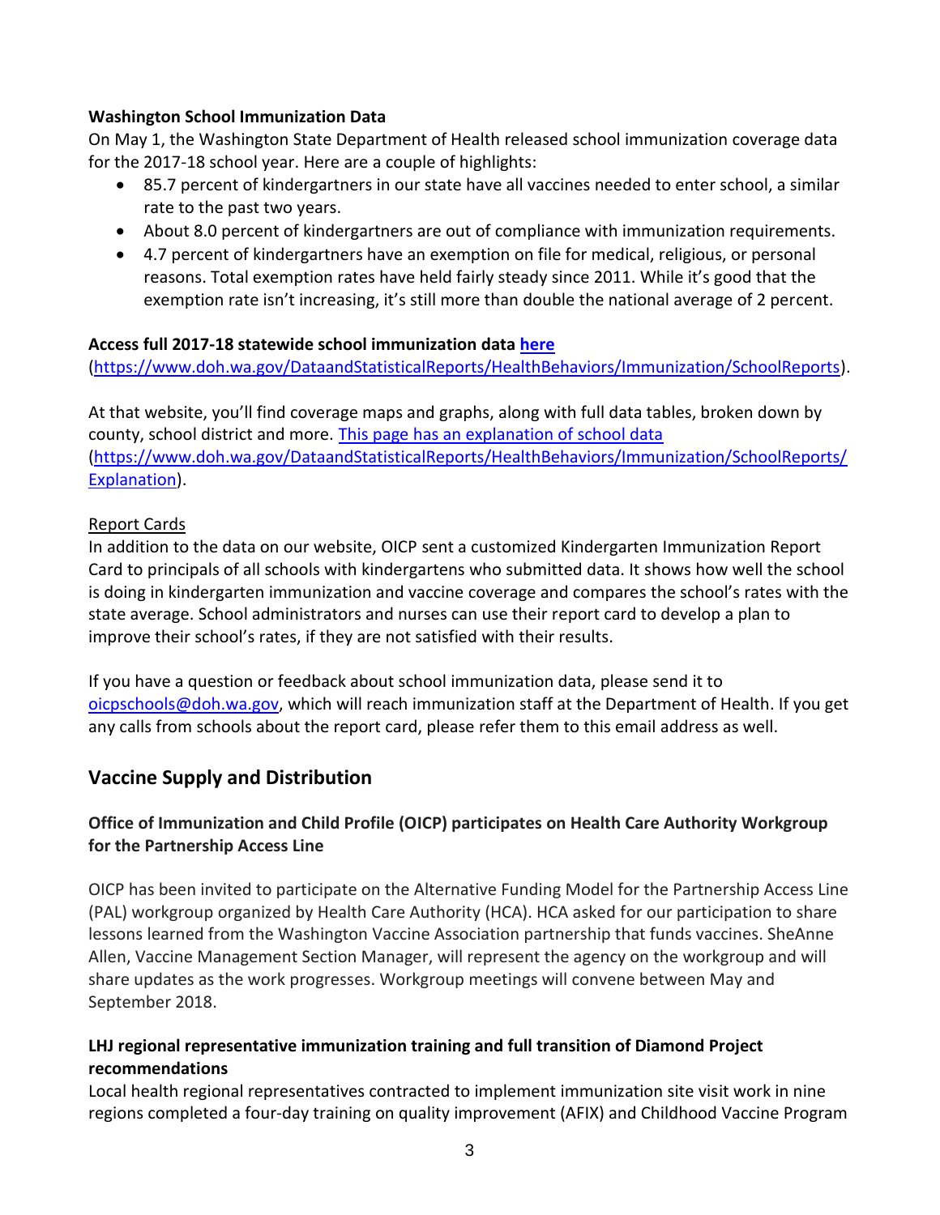**Washington School Immunization Data**

On May 1, the Washington State Department of Health released school immunization coverage data for the 2017-18 school year. Here are a couple of highlights:

- 85.7 percent of kindergartners in our state have all vaccines needed to enter school, a similar rate to the past two years.
- About 8.0 percent of kindergartners are out of compliance with immunization requirements.
- 4.7 percent of kindergartners have an exemption on file for medical, religious, or personal reasons. Total exemption rates have held fairly steady since 2011. While it's good that the exemption rate isn't increasing, it's still more than double the national average of 2 percent.

**Access full 2017-18 statewide school immunization data [here](https://www.doh.wa.gov/DataandStatisticalReports/HealthBehaviors/Immunization/SchoolReports)**
([https://www.doh.wa.gov/DataandStatisticalReports/HealthBehaviors/Immunization/SchoolReports](https://www.doh.wa.gov/DataandStatisticalReports/HealthBehaviors/Immunization/SchoolReports)).

At that website, you'll find coverage maps and graphs, along with full data tables, broken down by county, school district and more. [This page has an explanation of school data](https://www.doh.wa.gov/DataandStatisticalReports/HealthBehaviors/Immunization/SchoolReports/Explanation) ([https://www.doh.wa.gov/DataandStatisticalReports/HealthBehaviors/Immunization/SchoolReports/Explanation](https://www.doh.wa.gov/DataandStatisticalReports/HealthBehaviors/Immunization/SchoolReports/Explanation)).

<u>Report Cards</u>

In addition to the data on our website, OICP sent a customized Kindergarten Immunization Report Card to principals of all schools with kindergartens who submitted data. It shows how well the school is doing in kindergarten immunization and vaccine coverage and compares the school's rates with the state average. School administrators and nurses can use their report card to develop a plan to improve their school's rates, if they are not satisfied with their results.

If you have a question or feedback about school immunization data, please send it to [oicpschools@doh.wa.gov](mailto:oicpschools@doh.wa.gov), which will reach immunization staff at the Department of Health. If you get any calls from schools about the report card, please refer them to this email address as well.

## Vaccine Supply and Distribution

### Office of Immunization and Child Profile (OICP) participates on Health Care Authority Workgroup for the Partnership Access Line

OICP has been invited to participate on the Alternative Funding Model for the Partnership Access Line (PAL) workgroup organized by Health Care Authority (HCA). HCA asked for our participation to share lessons learned from the Washington Vaccine Association partnership that funds vaccines. SheAnne Allen, Vaccine Management Section Manager, will represent the agency on the workgroup and will share updates as the work progresses. Workgroup meetings will convene between May and September 2018.

### LHJ regional representative immunization training and full transition of Diamond Project recommendations

Local health regional representatives contracted to implement immunization site visit work in nine regions completed a four-day training on quality improvement (AFIX) and Childhood Vaccine Program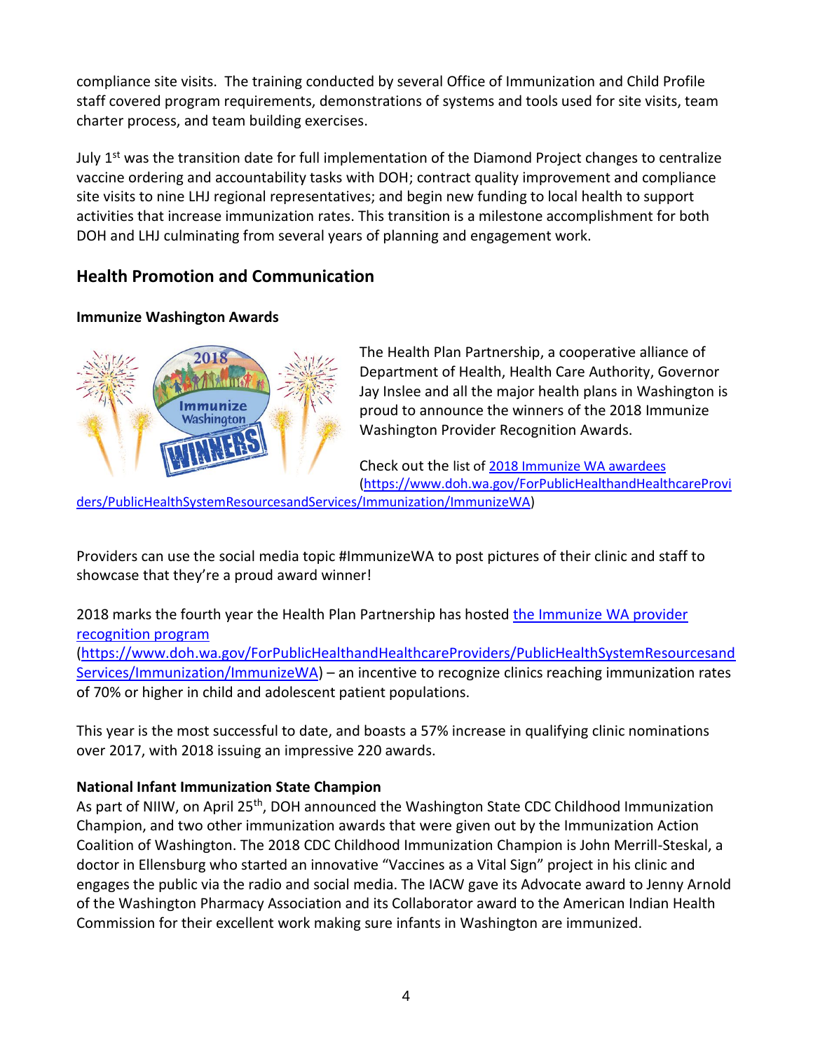compliance site visits. The training conducted by several Office of Immunization and Child Profile staff covered program requirements, demonstrations of systems and tools used for site visits, team charter process, and team building exercises.

July 1st was the transition date for full implementation of the Diamond Project changes to centralize vaccine ordering and accountability tasks with DOH; contract quality improvement and compliance site visits to nine LHJ regional representatives; and begin new funding to local health to support activities that increase immunization rates. This transition is a milestone accomplishment for both DOH and LHJ culminating from several years of planning and engagement work.

## Health Promotion and Communication

### Immunize Washington Awards

The Health Plan Partnership, a cooperative alliance of Department of Health, Health Care Authority, Governor Jay Inslee and all the major health plans in Washington is proud to announce the winners of the 2018 Immunize Washington Provider Recognition Awards.

Check out the list of [2018 Immunize WA awardees](https://www.doh.wa.gov/ForPublicHealthandHealthcareProviders/PublicHealthSystemResourcesandServices/Immunization/ImmunizeWA) (https://www.doh.wa.gov/ForPublicHealthandHealthcareProviders/PublicHealthSystemResourcesandServices/Immunization/ImmunizeWA)

Providers can use the social media topic #ImmunizeWA to post pictures of their clinic and staff to showcase that they're a proud award winner!

2018 marks the fourth year the Health Plan Partnership has hosted [the Immunize WA provider recognition program](https://www.doh.wa.gov/ForPublicHealthandHealthcareProviders/PublicHealthSystemResourcesandServices/Immunization/ImmunizeWA) (https://www.doh.wa.gov/ForPublicHealthandHealthcareProviders/PublicHealthSystemResourcesandServices/Immunization/ImmunizeWA) – an incentive to recognize clinics reaching immunization rates of 70% or higher in child and adolescent patient populations.

This year is the most successful to date, and boasts a 57% increase in qualifying clinic nominations over 2017, with 2018 issuing an impressive 220 awards.

### National Infant Immunization State Champion

As part of NIIW, on April 25th, DOH announced the Washington State CDC Childhood Immunization Champion, and two other immunization awards that were given out by the Immunization Action Coalition of Washington. The 2018 CDC Childhood Immunization Champion is John Merrill-Steskal, a doctor in Ellensburg who started an innovative "Vaccines as a Vital Sign" project in his clinic and engages the public via the radio and social media. The IACW gave its Advocate award to Jenny Arnold of the Washington Pharmacy Association and its Collaborator award to the American Indian Health Commission for their excellent work making sure infants in Washington are immunized.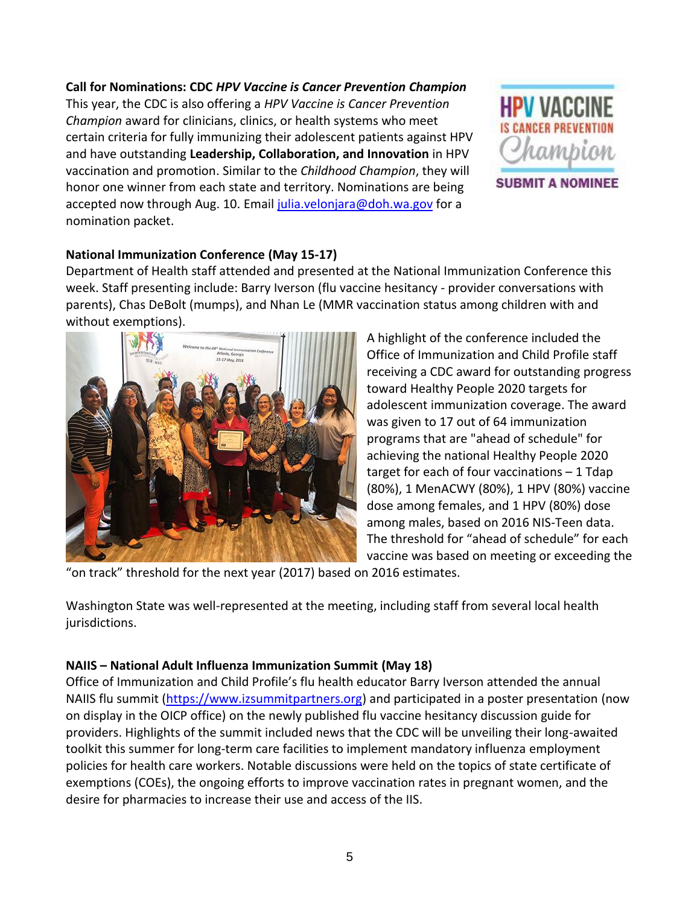**Call for Nominations: CDC *HPV Vaccine is Cancer Prevention Champion***

This year, the CDC is also offering a *HPV Vaccine is Cancer Prevention Champion* award for clinicians, clinics, or health systems who meet certain criteria for fully immunizing their adolescent patients against HPV and have outstanding **Leadership, Collaboration, and Innovation** in HPV vaccination and promotion. Similar to the *Childhood Champion*, they will honor one winner from each state and territory. Nominations are being accepted now through Aug. 10. Email [julia.velonjara@doh.wa.gov](mailto:julia.velonjara@doh.wa.gov) for a nomination packet.

**National Immunization Conference (May 15-17)**

Department of Health staff attended and presented at the National Immunization Conference this week. Staff presenting include: Barry Iverson (flu vaccine hesitancy - provider conversations with parents), Chas DeBolt (mumps), and Nhan Le (MMR vaccination status among children with and without exemptions).

A highlight of the conference included the Office of Immunization and Child Profile staff receiving a CDC award for outstanding progress toward Healthy People 2020 targets for adolescent immunization coverage. The award was given to 17 out of 64 immunization programs that are "ahead of schedule" for achieving the national Healthy People 2020 target for each of four vaccinations – 1 Tdap (80%), 1 MenACWY (80%), 1 HPV (80%) vaccine dose among females, and 1 HPV (80%) dose among males, based on 2016 NIS-Teen data. The threshold for "ahead of schedule" for each vaccine was based on meeting or exceeding the "on track" threshold for the next year (2017) based on 2016 estimates.

Washington State was well-represented at the meeting, including staff from several local health jurisdictions.

**NAIIS – National Adult Influenza Immunization Summit (May 18)**

Office of Immunization and Child Profile's flu health educator Barry Iverson attended the annual NAIIS flu summit ([https://www.izsummitpartners.org](https://www.izsummitpartners.org)) and participated in a poster presentation (now on display in the OICP office) on the newly published flu vaccine hesitancy discussion guide for providers. Highlights of the summit included news that the CDC will be unveiling their long-awaited toolkit this summer for long-term care facilities to implement mandatory influenza employment policies for health care workers. Notable discussions were held on the topics of state certificate of exemptions (COEs), the ongoing efforts to improve vaccination rates in pregnant women, and the desire for pharmacies to increase their use and access of the IIS.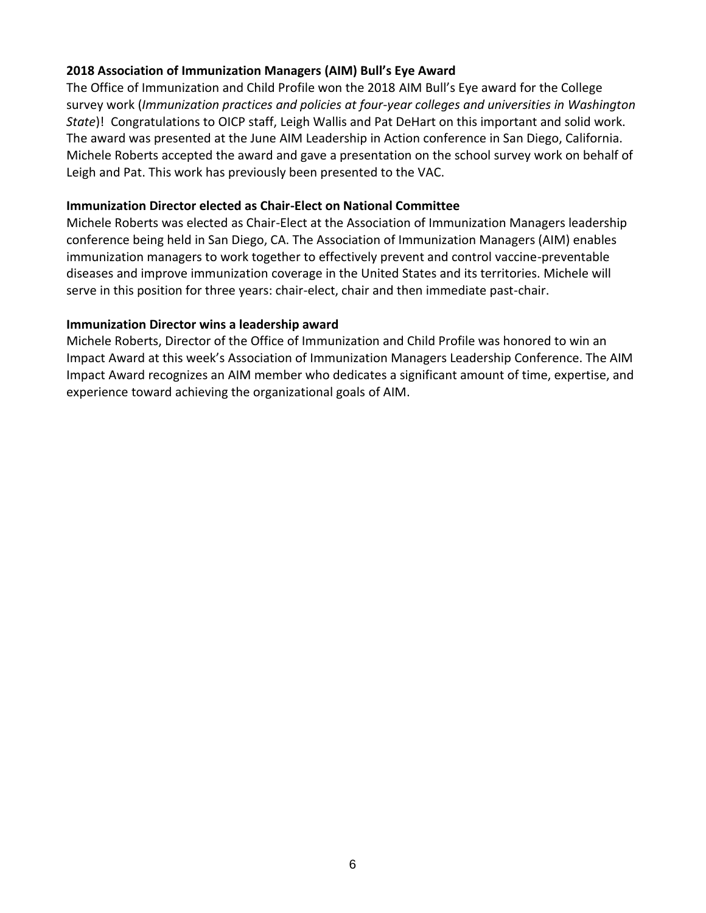**2018 Association of Immunization Managers (AIM) Bull's Eye Award**

The Office of Immunization and Child Profile won the 2018 AIM Bull's Eye award for the College survey work (*Immunization practices and policies at four-year colleges and universities in Washington State*)! Congratulations to OICP staff, Leigh Wallis and Pat DeHart on this important and solid work. The award was presented at the June AIM Leadership in Action conference in San Diego, California. Michele Roberts accepted the award and gave a presentation on the school survey work on behalf of Leigh and Pat. This work has previously been presented to the VAC.

**Immunization Director elected as Chair-Elect on National Committee**

Michele Roberts was elected as Chair-Elect at the Association of Immunization Managers leadership conference being held in San Diego, CA. The Association of Immunization Managers (AIM) enables immunization managers to work together to effectively prevent and control vaccine-preventable diseases and improve immunization coverage in the United States and its territories. Michele will serve in this position for three years: chair-elect, chair and then immediate past-chair.

**Immunization Director wins a leadership award**

Michele Roberts, Director of the Office of Immunization and Child Profile was honored to win an Impact Award at this week's Association of Immunization Managers Leadership Conference. The AIM Impact Award recognizes an AIM member who dedicates a significant amount of time, expertise, and experience toward achieving the organizational goals of AIM.